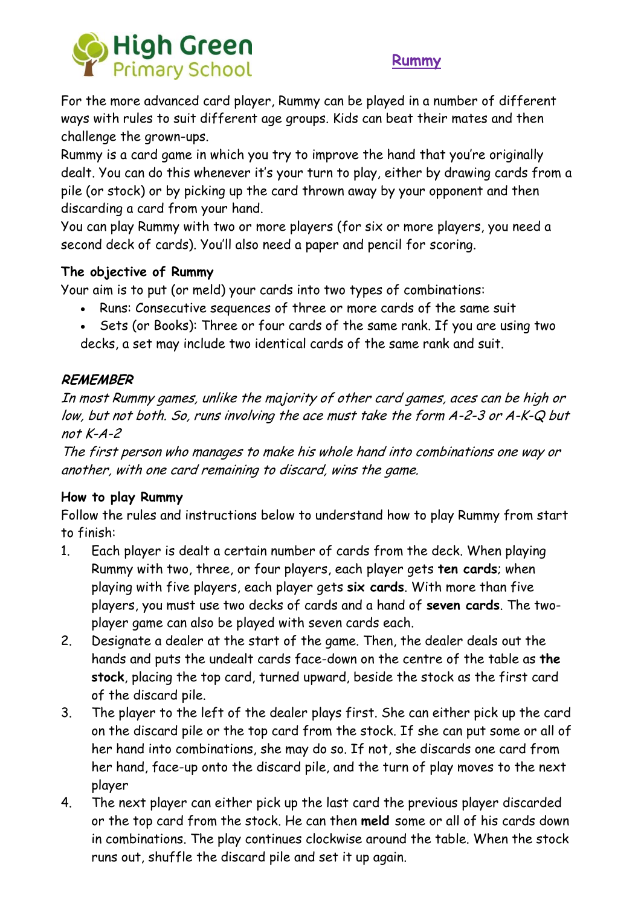High Green Primary School

# Rummy

For the more advanced card player, Rummy can be played in a number of different ways with rules to suit different age groups. Kids can beat their mates and then challenge the grown-ups.

Rummy is a card game in which you try to improve the hand that you're originally dealt. You can do this whenever it's your turn to play, either by drawing cards from a pile (or stock) or by picking up the card thrown away by your opponent and then discarding a card from your hand.

You can play Rummy with two or more players (for six or more players, you need a second deck of cards). You'll also need a paper and pencil for scoring.

### The objective of Rummy

Your aim is to put (or meld) your cards into two types of combinations:

- Runs: Consecutive sequences of three or more cards of the same suit
- Sets (or Books): Three or four cards of the same rank. If you are using two decks, a set may include two identical cards of the same rank and suit.

### *REMEMBER*

*In most Rummy games, unlike the majority of other card games, aces can be high or low, but not both. So, runs involving the ace must take the form A-2-3 or A-K-Q but not K-A-2*

*The first person who manages to make his whole hand into combinations one way or another, with one card remaining to discard, wins the game.*

### How to play Rummy

Follow the rules and instructions below to understand how to play Rummy from start to finish:

1. Each player is dealt a certain number of cards from the deck. When playing Rummy with two, three, or four players, each player gets **ten cards**; when playing with five players, each player gets **six cards**. With more than five players, you must use two decks of cards and a hand of **seven cards**. The two-player game can also be played with seven cards each.
2. Designate a dealer at the start of the game. Then, the dealer deals out the hands and puts the undealt cards face-down on the centre of the table as **the stock**, placing the top card, turned upward, beside the stock as the first card of the discard pile.
3. The player to the left of the dealer plays first. She can either pick up the card on the discard pile or the top card from the stock. If she can put some or all of her hand into combinations, she may do so. If not, she discards one card from her hand, face-up onto the discard pile, and the turn of play moves to the next player
4. The next player can either pick up the last card the previous player discarded or the top card from the stock. He can then **meld** some or all of his cards down in combinations. The play continues clockwise around the table. When the stock runs out, shuffle the discard pile and set it up again.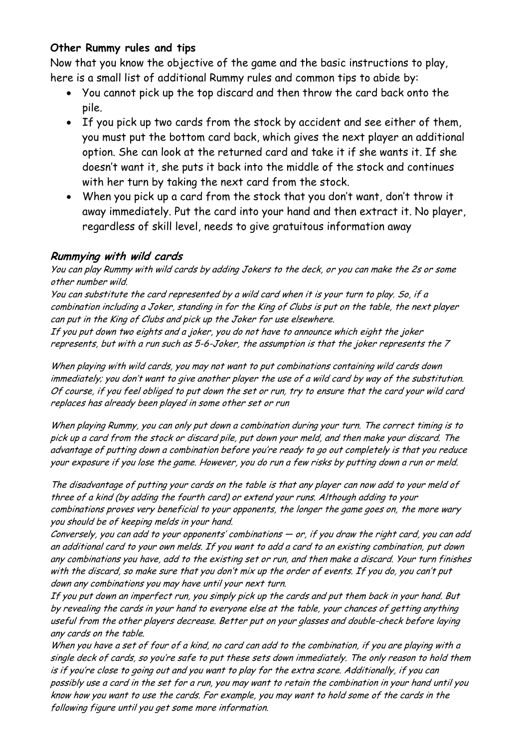**Other Rummy rules and tips**

Now that you know the objective of the game and the basic instructions to play, here is a small list of additional Rummy rules and common tips to abide by:

- You cannot pick up the top discard and then throw the card back onto the pile.
- If you pick up two cards from the stock by accident and see either of them, you must put the bottom card back, which gives the next player an additional option. She can look at the returned card and take it if she wants it. If she doesn't want it, she puts it back into the middle of the stock and continues with her turn by taking the next card from the stock.
- When you pick up a card from the stock that you don't want, don't throw it away immediately. Put the card into your hand and then extract it. No player, regardless of skill level, needs to give gratuitous information away

## *Rummying with wild cards*

*You can play Rummy with wild cards by adding Jokers to the deck, or you can make the 2s or some other number wild.*

*You can substitute the card represented by a wild card when it is your turn to play. So, if a combination including a Joker, standing in for the King of Clubs is put on the table, the next player can put in the King of Clubs and pick up the Joker for use elsewhere.*

*If you put down two eights and a joker, you do not have to announce which eight the joker represents, but with a run such as 5-6-Joker, the assumption is that the joker represents the 7*

*When playing with wild cards, you may not want to put combinations containing wild cards down immediately; you don't want to give another player the use of a wild card by way of the substitution. Of course, if you feel obliged to put down the set or run, try to ensure that the card your wild card replaces has already been played in some other set or run*

*When playing Rummy, you can only put down a combination during your turn. The correct timing is to pick up a card from the stock or discard pile, put down your meld, and then make your discard. The advantage of putting down a combination before you're ready to go out completely is that you reduce your exposure if you lose the game. However, you do run a few risks by putting down a run or meld.*

*The disadvantage of putting your cards on the table is that any player can now add to your meld of three of a kind (by adding the fourth card) or extend your runs. Although adding to your combinations proves very beneficial to your opponents, the longer the game goes on, the more wary you should be of keeping melds in your hand.*

*Conversely, you can add to your opponents' combinations — or, if you draw the right card, you can add an additional card to your own melds. If you want to add a card to an existing combination, put down any combinations you have, add to the existing set or run, and then make a discard. Your turn finishes with the discard, so make sure that you don't mix up the order of events. If you do, you can't put down any combinations you may have until your next turn.*

*If you put down an imperfect run, you simply pick up the cards and put them back in your hand. But by revealing the cards in your hand to everyone else at the table, your chances of getting anything useful from the other players decrease. Better put on your glasses and double-check before laying any cards on the table.*

*When you have a set of four of a kind, no card can add to the combination, if you are playing with a single deck of cards, so you're safe to put these sets down immediately. The only reason to hold them is if you're close to going out and you want to play for the extra score. Additionally, if you can possibly use a card in the set for a run, you may want to retain the combination in your hand until you know how you want to use the cards. For example, you may want to hold some of the cards in the following figure until you get some more information.*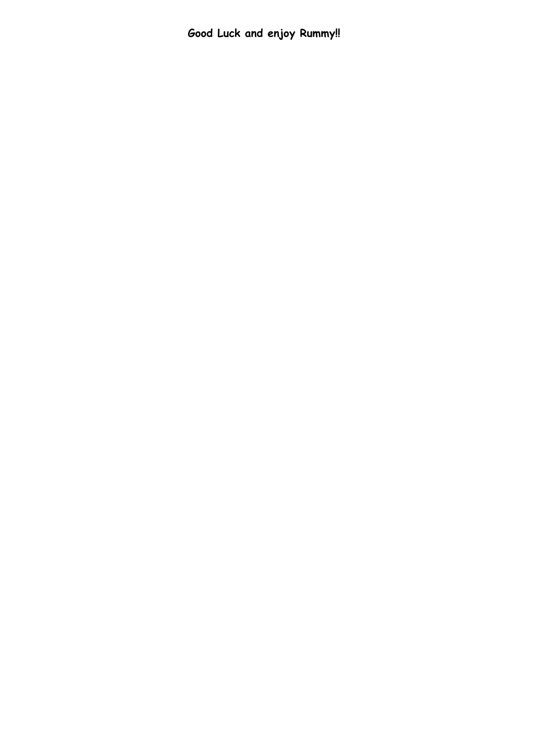**Good Luck and enjoy Rummy!!**